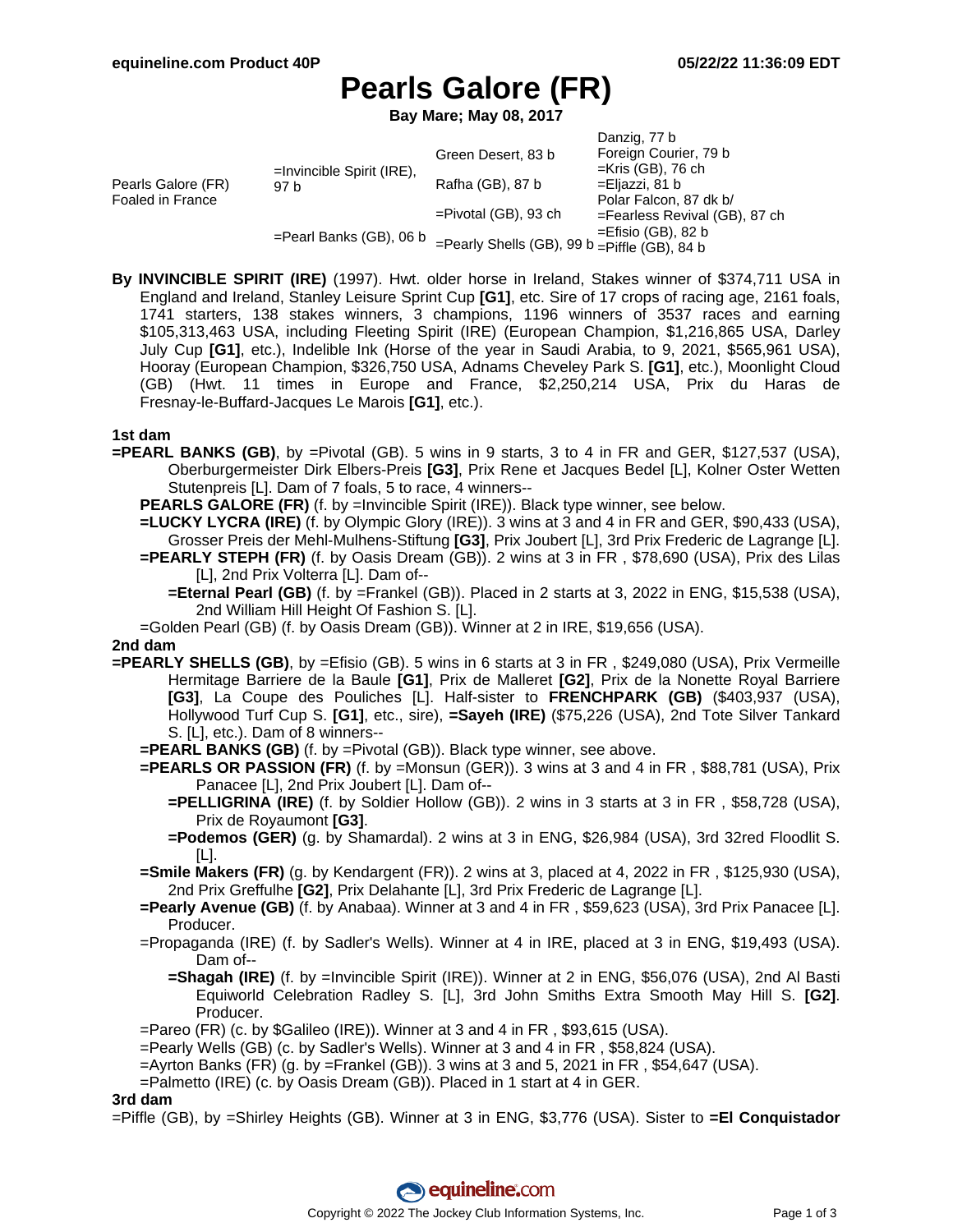equineline.com Product 40P — 05/22/22 11:36:09 EDT

# Pearls Galore (FR)

**Bay Mare; May 08, 2017**

| | | | |
|---|---|---|---|
| Pearls Galore (FR) Foaled in France | =Invincible Spirit (IRE), 97 b | Green Desert, 83 b | Danzig, 77 b |
| | | | Foreign Courier, 79 b |
| | | Rafha (GB), 87 b | =Kris (GB), 76 ch |
| | | | =Eljazzi, 81 b |
| | =Pearl Banks (GB), 06 b | =Pivotal (GB), 93 ch | Polar Falcon, 87 dk b/ |
| | | | =Fearless Revival (GB), 87 ch |
| | | =Pearly Shells (GB), 99 b | =Efisio (GB), 82 b |
| | | | =Piffle (GB), 84 b |

**By INVINCIBLE SPIRIT (IRE)** (1997). Hwt. older horse in Ireland, Stakes winner of $374,711 USA in England and Ireland, Stanley Leisure Sprint Cup **[G1]**, etc. Sire of 17 crops of racing age, 2161 foals, 1741 starters, 138 stakes winners, 3 champions, 1196 winners of 3537 races and earning $105,313,463 USA, including Fleeting Spirit (IRE) (European Champion, $1,216,865 USA, Darley July Cup **[G1]**, etc.), Indelible Ink (Horse of the year in Saudi Arabia, to 9, 2021, $565,961 USA), Hooray (European Champion, $326,750 USA, Adnams Cheveley Park S. **[G1]**, etc.), Moonlight Cloud (GB) (Hwt. 11 times in Europe and France, $2,250,214 USA, Prix du Haras de Fresnay-le-Buffard-Jacques Le Marois **[G1]**, etc.).

### 1st dam

**=PEARL BANKS (GB)**, by =Pivotal (GB). 5 wins in 9 starts, 3 to 4 in FR and GER, $127,537 (USA), Oberburgermeister Dirk Elbers-Preis **[G3]**, Prix Rene et Jacques Bedel [L], Kolner Oster Wetten Stutenpreis [L]. Dam of 7 foals, 5 to race, 4 winners--

- **PEARLS GALORE (FR)** (f. by =Invincible Spirit (IRE)). Black type winner, see below.
- **=LUCKY LYCRA (IRE)** (f. by Olympic Glory (IRE)). 3 wins at 3 and 4 in FR and GER, $90,433 (USA), Grosser Preis der Mehl-Mulhens-Stiftung **[G3]**, Prix Joubert [L], 3rd Prix Frederic de Lagrange [L].
- **=PEARLY STEPH (FR)** (f. by Oasis Dream (GB)). 2 wins at 3 in FR , $78,690 (USA), Prix des Lilas [L], 2nd Prix Volterra [L]. Dam of--
  - **=Eternal Pearl (GB)** (f. by =Frankel (GB)). Placed in 2 starts at 3, 2022 in ENG, $15,538 (USA), 2nd William Hill Height Of Fashion S. [L].
- =Golden Pearl (GB) (f. by Oasis Dream (GB)). Winner at 2 in IRE, $19,656 (USA).

### 2nd dam

**=PEARLY SHELLS (GB)**, by =Efisio (GB). 5 wins in 6 starts at 3 in FR , $249,080 (USA), Prix Vermeille Hermitage Barriere de la Baule **[G1]**, Prix de Malleret **[G2]**, Prix de la Nonette Royal Barriere **[G3]**, La Coupe des Pouliches [L]. Half-sister to **FRENCHPARK (GB)** ($403,937 (USA), Hollywood Turf Cup S. **[G1]**, etc., sire), **=Sayeh (IRE)** ($75,226 (USA), 2nd Tote Silver Tankard S. [L], etc.). Dam of 8 winners--

- **=PEARL BANKS (GB)** (f. by =Pivotal (GB)). Black type winner, see above.
- **=PEARLS OR PASSION (FR)** (f. by =Monsun (GER)). 3 wins at 3 and 4 in FR , $88,781 (USA), Prix Panacee [L], 2nd Prix Joubert [L]. Dam of--
  - **=PELLIGRINA (IRE)** (f. by Soldier Hollow (GB)). 2 wins in 3 starts at 3 in FR , $58,728 (USA), Prix de Royaumont **[G3]**.
  - **=Podemos (GER)** (g. by Shamardal). 2 wins at 3 in ENG, $26,984 (USA), 3rd 32red Floodlit S. [L].
- **=Smile Makers (FR)** (g. by Kendargent (FR)). 2 wins at 3, placed at 4, 2022 in FR , $125,930 (USA), 2nd Prix Greffulhe **[G2]**, Prix Delahante [L], 3rd Prix Frederic de Lagrange [L].
- **=Pearly Avenue (GB)** (f. by Anabaa). Winner at 3 and 4 in FR , $59,623 (USA), 3rd Prix Panacee [L]. Producer.
- =Propaganda (IRE) (f. by Sadler's Wells). Winner at 4 in IRE, placed at 3 in ENG, $19,493 (USA). Dam of--
  - **=Shagah (IRE)** (f. by =Invincible Spirit (IRE)). Winner at 2 in ENG, $56,076 (USA), 2nd Al Basti Equiworld Celebration Radley S. [L], 3rd John Smiths Extra Smooth May Hill S. **[G2]**. Producer.
- =Pareo (FR) (c. by $Galileo (IRE)). Winner at 3 and 4 in FR , $93,615 (USA).
- =Pearly Wells (GB) (c. by Sadler's Wells). Winner at 3 and 4 in FR , $58,824 (USA).
- =Ayrton Banks (FR) (g. by =Frankel (GB)). 3 wins at 3 and 5, 2021 in FR , $54,647 (USA).
- =Palmetto (IRE) (c. by Oasis Dream (GB)). Placed in 1 start at 4 in GER.

### 3rd dam

=Piffle (GB), by =Shirley Heights (GB). Winner at 3 in ENG, $3,776 (USA). Sister to **=El Conquistador**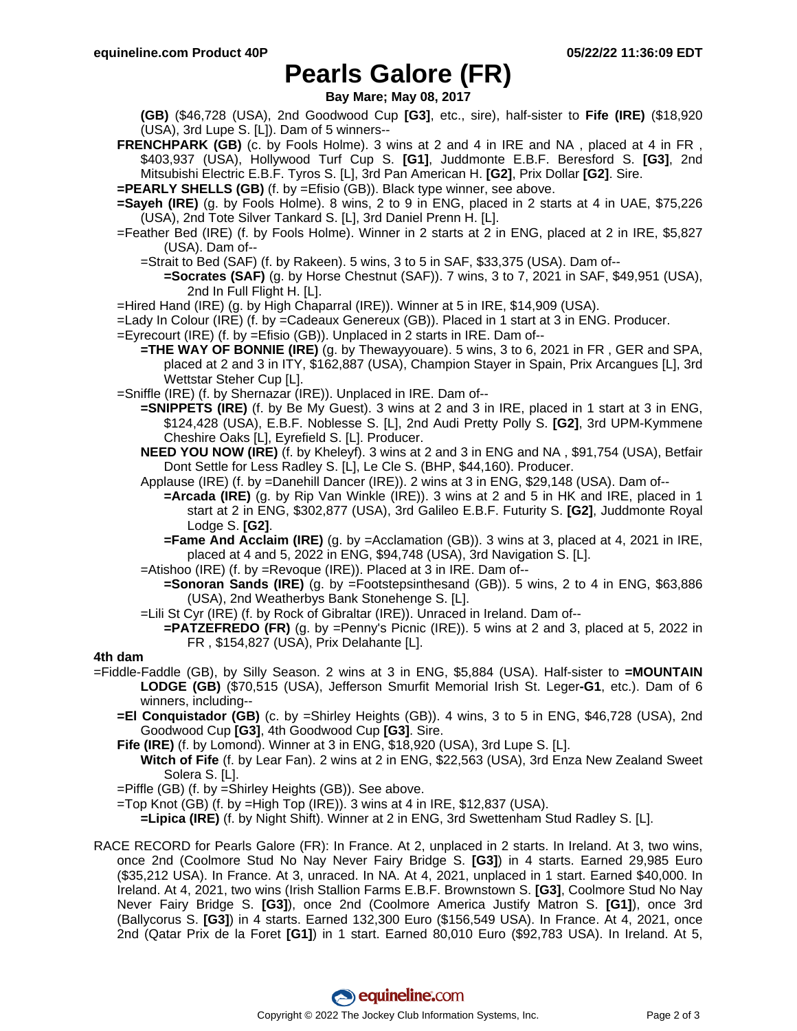# Pearls Galore (FR)

**Bay Mare; May 08, 2017**

**(GB)** ($46,728 (USA), 2nd Goodwood Cup **[G3]**, etc., sire), half-sister to **Fife (IRE)** ($18,920 (USA), 3rd Lupe S. [L]). Dam of 5 winners--

**FRENCHPARK (GB)** (c. by Fools Holme). 3 wins at 2 and 4 in IRE and NA , placed at 4 in FR , $403,937 (USA), Hollywood Turf Cup S. **[G1]**, Juddmonte E.B.F. Beresford S. **[G3]**, 2nd Mitsubishi Electric E.B.F. Tyros S. [L], 3rd Pan American H. **[G2]**, Prix Dollar **[G2]**. Sire.

**=PEARLY SHELLS (GB)** (f. by =Efisio (GB)). Black type winner, see above.

**=Sayeh (IRE)** (g. by Fools Holme). 8 wins, 2 to 9 in ENG, placed in 2 starts at 4 in UAE, $75,226 (USA), 2nd Tote Silver Tankard S. [L], 3rd Daniel Prenn H. [L].

=Feather Bed (IRE) (f. by Fools Holme). Winner in 2 starts at 2 in ENG, placed at 2 in IRE, $5,827 (USA). Dam of--

=Strait to Bed (SAF) (f. by Rakeen). 5 wins, 3 to 5 in SAF, $33,375 (USA). Dam of--

**=Socrates (SAF)** (g. by Horse Chestnut (SAF)). 7 wins, 3 to 7, 2021 in SAF, $49,951 (USA), 2nd In Full Flight H. [L].

=Hired Hand (IRE) (g. by High Chaparral (IRE)). Winner at 5 in IRE, $14,909 (USA).

=Lady In Colour (IRE) (f. by =Cadeaux Genereux (GB)). Placed in 1 start at 3 in ENG. Producer.

=Eyrecourt (IRE) (f. by =Efisio (GB)). Unplaced in 2 starts in IRE. Dam of--

**=THE WAY OF BONNIE (IRE)** (g. by Thewayyouare). 5 wins, 3 to 6, 2021 in FR , GER and SPA, placed at 2 and 3 in ITY, $162,887 (USA), Champion Stayer in Spain, Prix Arcangues [L], 3rd Wettstar Steher Cup [L].

=Sniffle (IRE) (f. by Shernazar (IRE)). Unplaced in IRE. Dam of--

**=SNIPPETS (IRE)** (f. by Be My Guest). 3 wins at 2 and 3 in IRE, placed in 1 start at 3 in ENG, $124,428 (USA), E.B.F. Noblesse S. [L], 2nd Audi Pretty Polly S. **[G2]**, 3rd UPM-Kymmene Cheshire Oaks [L], Eyrefield S. [L]. Producer.

**NEED YOU NOW (IRE)** (f. by Kheleyf). 3 wins at 2 and 3 in ENG and NA , $91,754 (USA), Betfair Dont Settle for Less Radley S. [L], Le Cle S. (BHP, $44,160). Producer.

Applause (IRE) (f. by =Danehill Dancer (IRE)). 2 wins at 3 in ENG, $29,148 (USA). Dam of--

**=Arcada (IRE)** (g. by Rip Van Winkle (IRE)). 3 wins at 2 and 5 in HK and IRE, placed in 1 start at 2 in ENG, $302,877 (USA), 3rd Galileo E.B.F. Futurity S. **[G2]**, Juddmonte Royal Lodge S. **[G2]**.

**=Fame And Acclaim (IRE)** (g. by =Acclamation (GB)). 3 wins at 3, placed at 4, 2021 in IRE, placed at 4 and 5, 2022 in ENG, $94,748 (USA), 3rd Navigation S. [L].

=Atishoo (IRE) (f. by =Revoque (IRE)). Placed at 3 in IRE. Dam of--

**=Sonoran Sands (IRE)** (g. by =Footstepsinthesand (GB)). 5 wins, 2 to 4 in ENG, $63,886 (USA), 2nd Weatherbys Bank Stonehenge S. [L].

=Lili St Cyr (IRE) (f. by Rock of Gibraltar (IRE)). Unraced in Ireland. Dam of--

**=PATZEFREDO (FR)** (g. by =Penny's Picnic (IRE)). 5 wins at 2 and 3, placed at 5, 2022 in FR , $154,827 (USA), Prix Delahante [L].

### 4th dam

=Fiddle-Faddle (GB), by Silly Season. 2 wins at 3 in ENG, $5,884 (USA). Half-sister to **=MOUNTAIN LODGE (GB)** ($70,515 (USA), Jefferson Smurfit Memorial Irish St. Leger**-G1**, etc.). Dam of 6 winners, including--

**=El Conquistador (GB)** (c. by =Shirley Heights (GB)). 4 wins, 3 to 5 in ENG, $46,728 (USA), 2nd Goodwood Cup **[G3]**, 4th Goodwood Cup **[G3]**. Sire.

**Fife (IRE)** (f. by Lomond). Winner at 3 in ENG, $18,920 (USA), 3rd Lupe S. [L].

**Witch of Fife** (f. by Lear Fan). 2 wins at 2 in ENG, $22,563 (USA), 3rd Enza New Zealand Sweet Solera S. [L].

=Piffle (GB) (f. by =Shirley Heights (GB)). See above.

=Top Knot (GB) (f. by =High Top (IRE)). 3 wins at 4 in IRE, $12,837 (USA).

**=Lipica (IRE)** (f. by Night Shift). Winner at 2 in ENG, 3rd Swettenham Stud Radley S. [L].

RACE RECORD for Pearls Galore (FR): In France. At 2, unplaced in 2 starts. In Ireland. At 3, two wins, once 2nd (Coolmore Stud No Nay Never Fairy Bridge S. **[G3]**) in 4 starts. Earned 29,985 Euro ($35,212 USA). In France. At 3, unraced. In NA. At 4, 2021, unplaced in 1 start. Earned $40,000. In Ireland. At 4, 2021, two wins (Irish Stallion Farms E.B.F. Brownstown S. **[G3]**, Coolmore Stud No Nay Never Fairy Bridge S. **[G3]**), once 2nd (Coolmore America Justify Matron S. **[G1]**), once 3rd (Ballycorus S. **[G3]**) in 4 starts. Earned 132,300 Euro ($156,549 USA). In France. At 4, 2021, once 2nd (Qatar Prix de la Foret **[G1]**) in 1 start. Earned 80,010 Euro ($92,783 USA). In Ireland. At 5,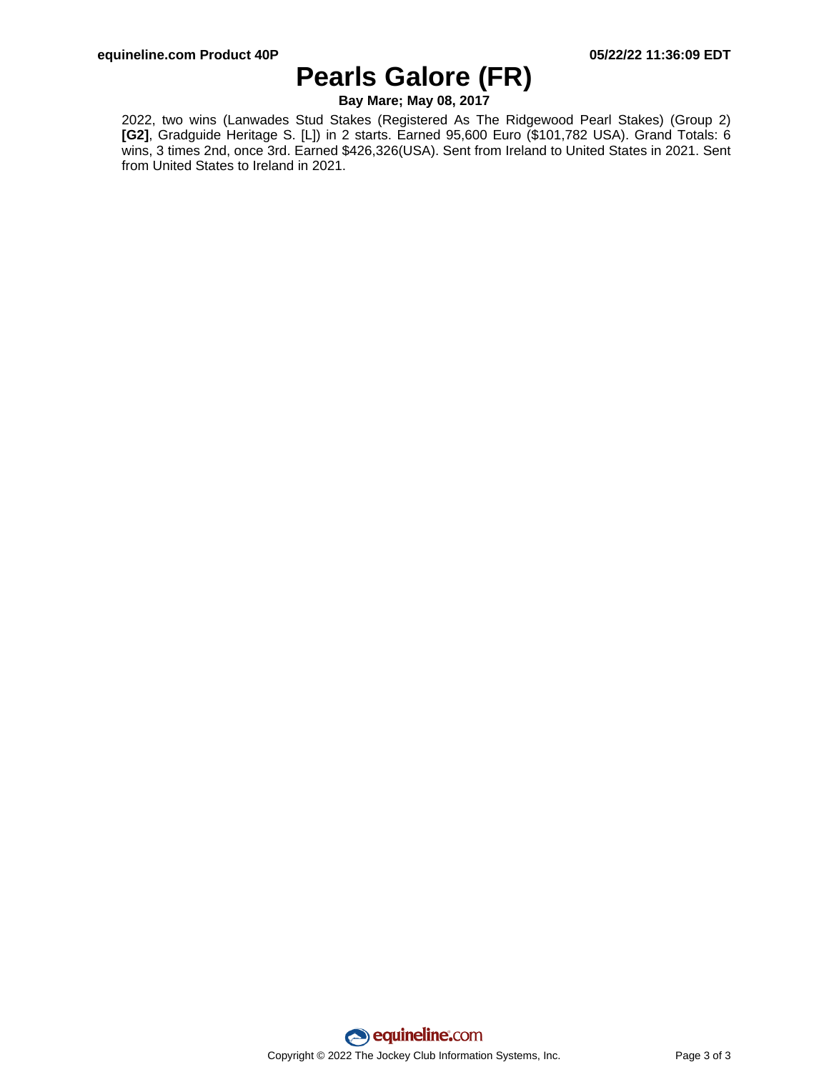# Pearls Galore (FR)

**Bay Mare; May 08, 2017**

2022, two wins (Lanwades Stud Stakes (Registered As The Ridgewood Pearl Stakes) (Group 2) **[G2]**, Gradguide Heritage S. [L]) in 2 starts. Earned 95,600 Euro ($101,782 USA). Grand Totals: 6 wins, 3 times 2nd, once 3rd. Earned $426,326(USA). Sent from Ireland to United States in 2021. Sent from United States to Ireland in 2021.